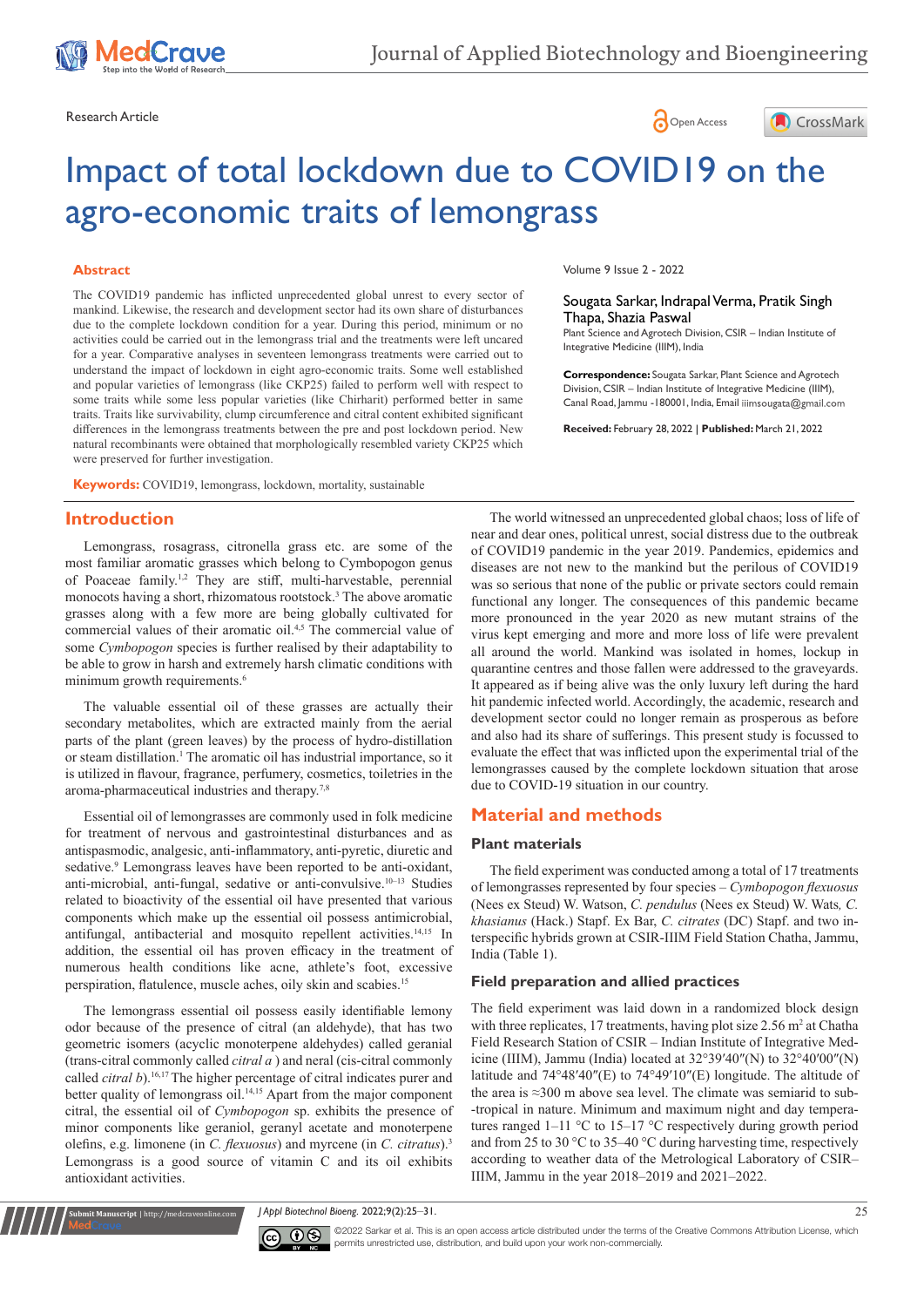# Impact of total lockdown due to COVID19 on the agro-economic traits of lemongrass

Research Article

Volume 9 Issue 2 - 2022

Sougata Sarkar, Indrapal Verma, Pratik Singh Thapa, Shazia Paswal

Plant Science and Agrotech Division, CSIR – Indian Institute of Integrative Medicine (IIIM), India

**Correspondence:** Sougata Sarkar, Plant Science and Agrotech Division, CSIR – Indian Institute of Integrative Medicine (IIIM), Canal Road, Jammu -180001, India, Email iiimsougata@gmail.com

**Received:** February 28, 2022 | **Published:** March 21, 2022

## Abstract

The COVID19 pandemic has inflicted unprecedented global unrest to every sector of mankind. Likewise, the research and development sector had its own share of disturbances due to the complete lockdown condition for a year. During this period, minimum or no activities could be carried out in the lemongrass trial and the treatments were left uncared for a year. Comparative analyses in seventeen lemongrass treatments were carried out to understand the impact of lockdown in eight agro-economic traits. Some well established and popular varieties of lemongrass (like CKP25) failed to perform well with respect to some traits while some less popular varieties (like Chirharit) performed better in same traits. Traits like survivability, clump circumference and citral content exhibited significant differences in the lemongrass treatments between the pre and post lockdown period. New natural recombinants were obtained that morphologically resembled variety CKP25 which were preserved for further investigation.

**Keywords:** COVID19, lemongrass, lockdown, mortality, sustainable

## Introduction

Lemongrass, rosagrass, citronella grass etc. are some of the most familiar aromatic grasses which belong to Cymbopogon genus of Poaceae family.[1,2] They are stiff, multi-harvestable, perennial monocots having a short, rhizomatous rootstock.[3] The above aromatic grasses along with a few more are being globally cultivated for commercial values of their aromatic oil.[4,5] The commercial value of some *Cymbopogon* species is further realised by their adaptability to be able to grow in harsh and extremely harsh climatic conditions with minimum growth requirements.[6]

The valuable essential oil of these grasses are actually their secondary metabolites, which are extracted mainly from the aerial parts of the plant (green leaves) by the process of hydro-distillation or steam distillation.[1] The aromatic oil has industrial importance, so it is utilized in flavour, fragrance, perfumery, cosmetics, toiletries in the aroma-pharmaceutical industries and therapy.[7,8]

Essential oil of lemongrasses are commonly used in folk medicine for treatment of nervous and gastrointestinal disturbances and as antispasmodic, analgesic, anti-inflammatory, anti-pyretic, diuretic and sedative.[9] Lemongrass leaves have been reported to be anti-oxidant, anti-microbial, anti-fungal, sedative or anti-convulsive.[10–13] Studies related to bioactivity of the essential oil have presented that various components which make up the essential oil possess antimicrobial, antifungal, antibacterial and mosquito repellent activities.[14,15] In addition, the essential oil has proven efficacy in the treatment of numerous health conditions like acne, athlete's foot, excessive perspiration, flatulence, muscle aches, oily skin and scabies.[15]

The lemongrass essential oil possess easily identifiable lemony odor because of the presence of citral (an aldehyde), that has two geometric isomers (acyclic monoterpene aldehydes) called geranial (trans-citral commonly called *citral a* ) and neral (cis-citral commonly called *citral b*).[16,17] The higher percentage of citral indicates purer and better quality of lemongrass oil.[14,15] Apart from the major component citral, the essential oil of *Cymbopogon* sp. exhibits the presence of minor components like geraniol, geranyl acetate and monoterpene olefins, e.g. limonene (in *C. flexuosus*) and myrcene (in *C. citratus*).[3] Lemongrass is a good source of vitamin C and its oil exhibits antioxidant activities.

The world witnessed an unprecedented global chaos; loss of life of near and dear ones, political unrest, social distress due to the outbreak of COVID19 pandemic in the year 2019. Pandemics, epidemics and diseases are not new to the mankind but the perilous of COVID19 was so serious that none of the public or private sectors could remain functional any longer. The consequences of this pandemic became more pronounced in the year 2020 as new mutant strains of the virus kept emerging and more and more loss of life were prevalent all around the world. Mankind was isolated in homes, lockup in quarantine centres and those fallen were addressed to the graveyards. It appeared as if being alive was the only luxury left during the hard hit pandemic infected world. Accordingly, the academic, research and development sector could no longer remain as prosperous as before and also had its share of sufferings. This present study is focussed to evaluate the effect that was inflicted upon the experimental trial of the lemongrasses caused by the complete lockdown situation that arose due to COVID-19 situation in our country.

## Material and methods

### Plant materials

The field experiment was conducted among a total of 17 treatments of lemongrasses represented by four species – *Cymbopogon flexuosus* (Nees ex Steud) W. Watson, *C. pendulus* (Nees ex Steud) W. Wats*, C. khasianus* (Hack.) Stapf. Ex Bar, *C. citrates* (DC) Stapf. and two interspecific hybrids grown at CSIR-IIIM Field Station Chatha, Jammu, India (Table 1).

### Field preparation and allied practices

The field experiment was laid down in a randomized block design with three replicates, 17 treatments, having plot size 2.56 $m^2$ at Chatha Field Research Station of CSIR – Indian Institute of Integrative Medicine (IIIM), Jammu (India) located at 32°39′40″(N) to 32°40′00″(N) latitude and 74°48′40″(E) to 74°49′10″(E) longitude. The altitude of the area is ≈300 m above sea level. The climate was semiarid to sub-tropical in nature. Minimum and maximum night and day temperatures ranged 1–11 °C to 15–17 °C respectively during growth period and from 25 to 30 °C to 35–40 °C during harvesting time, respectively according to weather data of the Metrological Laboratory of CSIR–IIIM, Jammu in the year 2018–2019 and 2021–2022.

©2022 Sarkar et al. This is an open access article distributed under the terms of the Creative Commons Attribution License, which permits unrestricted use, distribution, and build upon your work non-commercially.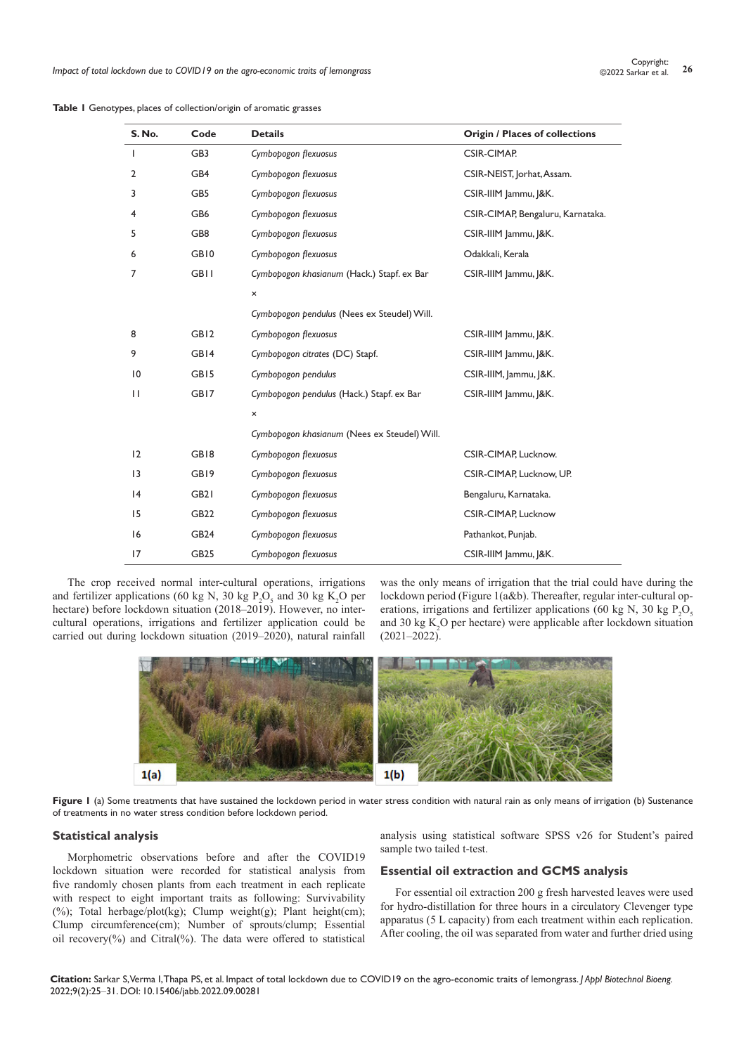**Table 1** Genotypes, places of collection/origin of aromatic grasses

| S. No. | Code | Details | Origin / Places of collections |
|---|---|---|---|
| 1 | GB3 | *Cymbopogon flexuosus* | CSIR-CIMAP. |
| 2 | GB4 | *Cymbopogon flexuosus* | CSIR-NEIST, Jorhat, Assam. |
| 3 | GB5 | *Cymbopogon flexuosus* | CSIR-IIIM Jammu, J&K. |
| 4 | GB6 | *Cymbopogon flexuosus* | CSIR-CIMAP, Bengaluru, Karnataka. |
| 5 | GB8 | *Cymbopogon flexuosus* | CSIR-IIIM Jammu, J&K. |
| 6 | GB10 | *Cymbopogon flexuosus* | Odakkali, Kerala |
| 7 | GB11 | *Cymbopogon khasianum* (Hack.) Stapf. ex Bar × *Cymbopogon pendulus* (Nees ex Steudel) Will. | CSIR-IIIM Jammu, J&K. |
| 8 | GB12 | *Cymbopogon flexuosus* | CSIR-IIIM Jammu, J&K. |
| 9 | GB14 | *Cymbopogon citrates* (DC) Stapf. | CSIR-IIIM Jammu, J&K. |
| 10 | GB15 | *Cymbopogon pendulus* | CSIR-IIIM, Jammu, J&K. |
| 11 | GB17 | *Cymbopogon pendulus* (Hack.) Stapf. ex Bar × *Cymbopogon khasianum* (Nees ex Steudel) Will. | CSIR-IIIM Jammu, J&K. |
| 12 | GB18 | *Cymbopogon flexuosus* | CSIR-CIMAP, Lucknow. |
| 13 | GB19 | *Cymbopogon flexuosus* | CSIR-CIMAP, Lucknow, UP. |
| 14 | GB21 | *Cymbopogon flexuosus* | Bengaluru, Karnataka. |
| 15 | GB22 | *Cymbopogon flexuosus* | CSIR-CIMAP, Lucknow |
| 16 | GB24 | *Cymbopogon flexuosus* | Pathankot, Punjab. |
| 17 | GB25 | *Cymbopogon flexuosus* | CSIR-IIIM Jammu, J&K. |

The crop received normal inter-cultural operations, irrigations and fertilizer applications (60 kg N, 30 kg $P_2O_5$ and 30 kg $K_2O$ per hectare) before lockdown situation (2018–2019). However, no inter-cultural operations, irrigations and fertilizer application could be carried out during lockdown situation (2019–2020), natural rainfall was the only means of irrigation that the trial could have during the lockdown period (Figure 1(a&b). Thereafter, regular inter-cultural operations, irrigations and fertilizer applications (60 kg N, 30 kg $P_2O_5$ and 30 kg $K_2O$ per hectare) were applicable after lockdown situation (2021–2022).

**Figure 1** (a) Some treatments that have sustained the lockdown period in water stress condition with natural rain as only means of irrigation (b) Sustenance of treatments in no water stress condition before lockdown period.

## Statistical analysis

Morphometric observations before and after the COVID19 lockdown situation were recorded for statistical analysis from five randomly chosen plants from each treatment in each replicate with respect to eight important traits as following: Survivability (%); Total herbage/plot(kg); Clump weight(g); Plant height(cm); Clump circumference(cm); Number of sprouts/clump; Essential oil recovery(%) and Citral(%). The data were offered to statistical analysis using statistical software SPSS v26 for Student's paired sample two tailed t-test.

## Essential oil extraction and GCMS analysis

For essential oil extraction 200 g fresh harvested leaves were used for hydro-distillation for three hours in a circulatory Clevenger type apparatus (5 L capacity) from each treatment within each replication. After cooling, the oil was separated from water and further dried using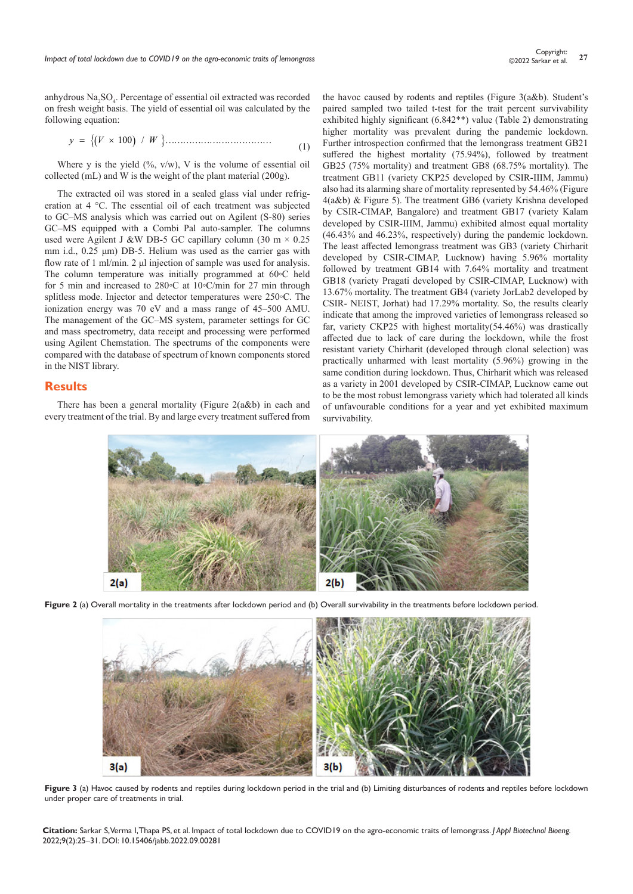anhydrous $Na_2SO_4$. Percentage of essential oil extracted was recorded on fresh weight basis. The yield of essential oil was calculated by the following equation:

$$y = \{(V \times 100) / W\}......................................... \quad (1)$$

Where y is the yield (%, v/w), V is the volume of essential oil collected (mL) and W is the weight of the plant material (200g).

The extracted oil was stored in a sealed glass vial under refrigeration at 4 °C. The essential oil of each treatment was subjected to GC–MS analysis which was carried out on Agilent (S-80) series GC–MS equipped with a Combi Pal auto-sampler. The columns used were Agilent J &W DB-5 GC capillary column (30 m × 0.25 mm i.d., 0.25 µm) DB-5. Helium was used as the carrier gas with flow rate of 1 ml/min. 2 µl injection of sample was used for analysis. The column temperature was initially programmed at 60◦C held for 5 min and increased to 280◦C at 10◦C/min for 27 min through splitless mode. Injector and detector temperatures were 250◦C. The ionization energy was 70 eV and a mass range of 45–500 AMU. The management of the GC–MS system, parameter settings for GC and mass spectrometry, data receipt and processing were performed using Agilent Chemstation. The spectrums of the components were compared with the database of spectrum of known components stored in the NIST library.

## Results

There has been a general mortality (Figure 2(a&b) in each and every treatment of the trial. By and large every treatment suffered from the havoc caused by rodents and reptiles (Figure 3(a&b). Student's paired sampled two tailed t-test for the trait percent survivability exhibited highly significant (6.842**) value (Table 2) demonstrating higher mortality was prevalent during the pandemic lockdown. Further introspection confirmed that the lemongrass treatment GB21 suffered the highest mortality (75.94%), followed by treatment GB25 (75% mortality) and treatment GB8 (68.75% mortality). The treatment GB11 (variety CKP25 developed by CSIR-IIIM, Jammu) also had its alarming share of mortality represented by 54.46% (Figure 4(a&b) & Figure 5). The treatment GB6 (variety Krishna developed by CSIR-CIMAP, Bangalore) and treatment GB17 (variety Kalam developed by CSIR-IIIM, Jammu) exhibited almost equal mortality (46.43% and 46.23%, respectively) during the pandemic lockdown. The least affected lemongrass treatment was GB3 (variety Chirharit developed by CSIR-CIMAP, Lucknow) having 5.96% mortality followed by treatment GB14 with 7.64% mortality and treatment GB18 (variety Pragati developed by CSIR-CIMAP, Lucknow) with 13.67% mortality. The treatment GB4 (variety JorLab2 developed by CSIR- NEIST, Jorhat) had 17.29% mortality. So, the results clearly indicate that among the improved varieties of lemongrass released so far, variety CKP25 with highest mortality(54.46%) was drastically affected due to lack of care during the lockdown, while the frost resistant variety Chirharit (developed through clonal selection) was practically unharmed with least mortality (5.96%) growing in the same condition during lockdown. Thus, Chirharit which was released as a variety in 2001 developed by CSIR-CIMAP, Lucknow came out to be the most robust lemongrass variety which had tolerated all kinds of unfavourable conditions for a year and yet exhibited maximum survivability.

**Figure 2** (a) Overall mortality in the treatments after lockdown period and (b) Overall survivability in the treatments before lockdown period.

**Figure 3** (a) Havoc caused by rodents and reptiles during lockdown period in the trial and (b) Limiting disturbances of rodents and reptiles before lockdown under proper care of treatments in trial.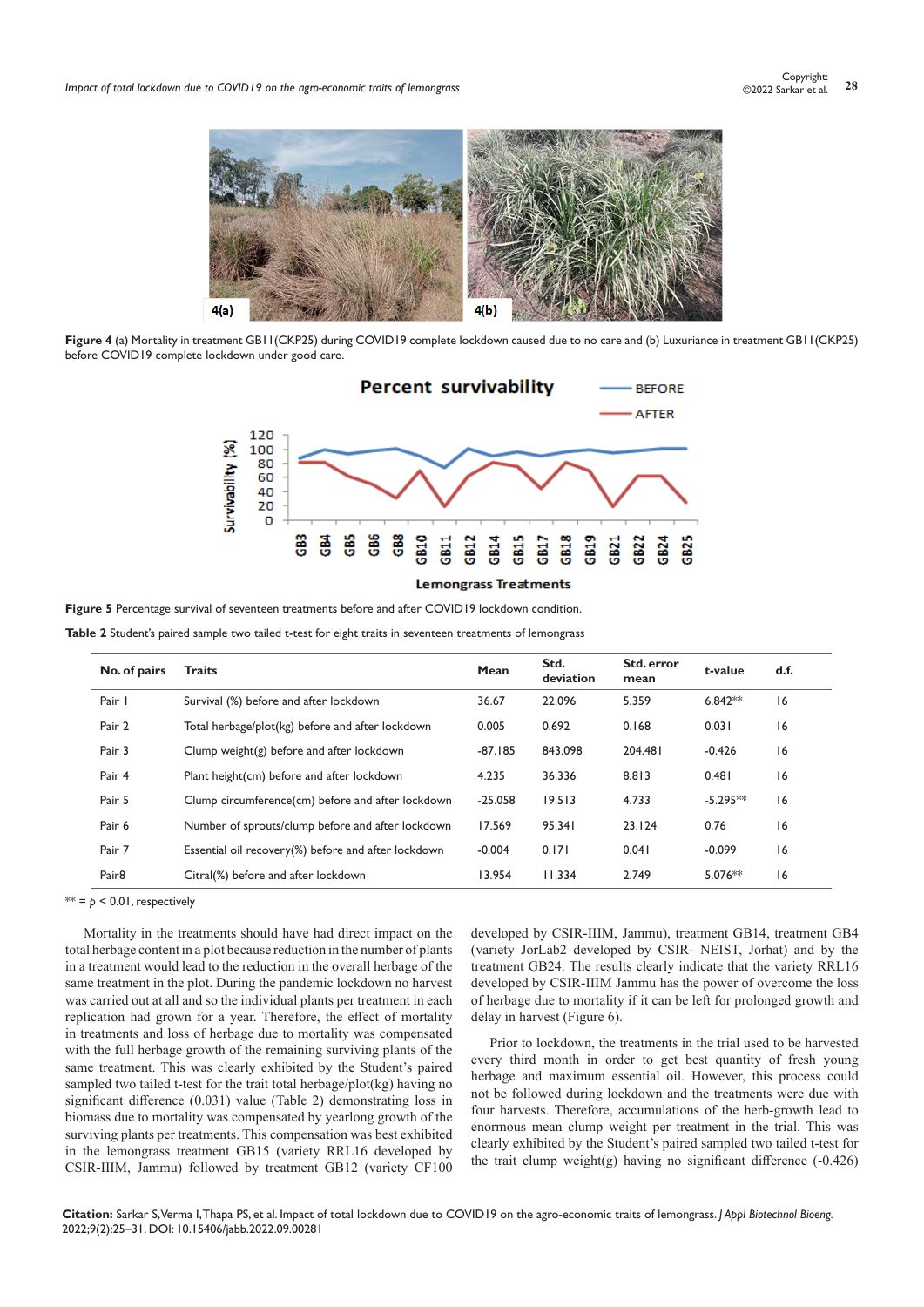Figure 4 (a) Mortality in treatment GB11(CKP25) during COVID19 complete lockdown caused due to no care and (b) Luxuriance in treatment GB11(CKP25) before COVID19 complete lockdown under good care.

Figure 5 Percentage survival of seventeen treatments before and after COVID19 lockdown condition.

**Table 2** Student's paired sample two tailed t-test for eight traits in seventeen treatments of lemongrass

| No. of pairs | Traits | Mean | Std. deviation | Std. error mean | t-value | d.f. |
|---|---|---|---|---|---|---|
| Pair 1 | Survival (%) before and after lockdown | 36.67 | 22.096 | 5.359 | 6.842** | 16 |
| Pair 2 | Total herbage/plot(kg) before and after lockdown | 0.005 | 0.692 | 0.168 | 0.031 | 16 |
| Pair 3 | Clump weight(g) before and after lockdown | -87.185 | 843.098 | 204.481 | -0.426 | 16 |
| Pair 4 | Plant height(cm) before and after lockdown | 4.235 | 36.336 | 8.813 | 0.481 | 16 |
| Pair 5 | Clump circumference(cm) before and after lockdown | -25.058 | 19.513 | 4.733 | -5.295** | 16 |
| Pair 6 | Number of sprouts/clump before and after lockdown | 17.569 | 95.341 | 23.124 | 0.76 | 16 |
| Pair 7 | Essential oil recovery(%) before and after lockdown | -0.004 | 0.171 | 0.041 | -0.099 | 16 |
| Pair8 | Citral(%) before and after lockdown | 13.954 | 11.334 | 2.749 | 5.076** | 16 |

** = $p < 0.01$, respectively

Mortality in the treatments should have had direct impact on the total herbage content in a plot because reduction in the number of plants in a treatment would lead to the reduction in the overall herbage of the same treatment in the plot. During the pandemic lockdown no harvest was carried out at all and so the individual plants per treatment in each replication had grown for a year. Therefore, the effect of mortality in treatments and loss of herbage due to mortality was compensated with the full herbage growth of the remaining surviving plants of the same treatment. This was clearly exhibited by the Student's paired sampled two tailed t-test for the trait total herbage/plot(kg) having no significant difference (0.031) value (Table 2) demonstrating loss in biomass due to mortality was compensated by yearlong growth of the surviving plants per treatments. This compensation was best exhibited in the lemongrass treatment GB15 (variety RRL16 developed by CSIR-IIIM, Jammu) followed by treatment GB12 (variety CF100 developed by CSIR-IIIM, Jammu), treatment GB14, treatment GB4 (variety JorLab2 developed by CSIR- NEIST, Jorhat) and by the treatment GB24. The results clearly indicate that the variety RRL16 developed by CSIR-IIIM Jammu has the power of overcome the loss of herbage due to mortality if it can be left for prolonged growth and delay in harvest (Figure 6).

Prior to lockdown, the treatments in the trial used to be harvested every third month in order to get best quantity of fresh young herbage and maximum essential oil. However, this process could not be followed during lockdown and the treatments were due with four harvests. Therefore, accumulations of the herb-growth lead to enormous mean clump weight per treatment in the trial. This was clearly exhibited by the Student's paired sampled two tailed t-test for the trait clump weight(g) having no significant difference (-0.426)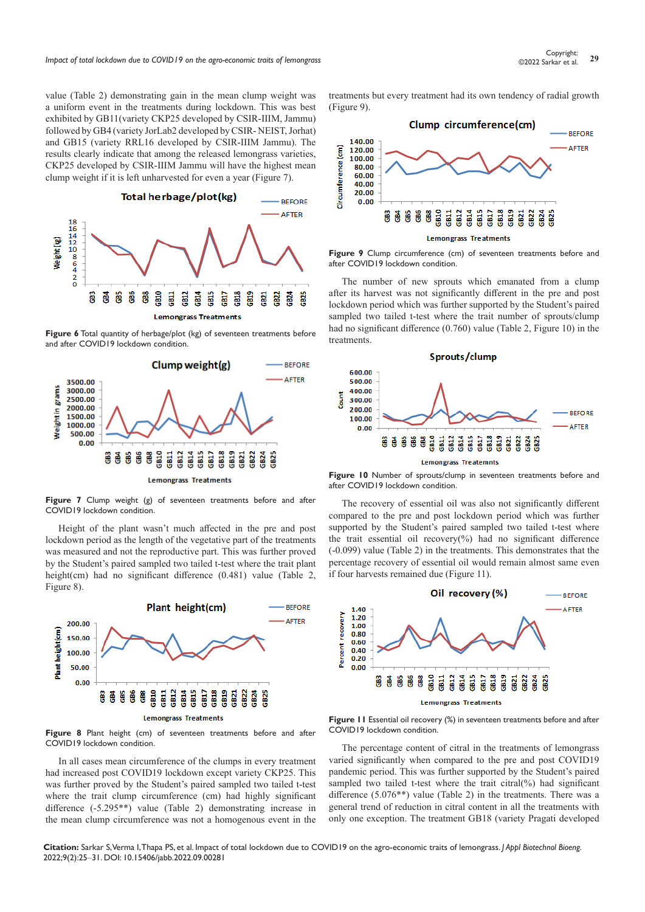value (Table 2) demonstrating gain in the mean clump weight was a uniform event in the treatments during lockdown. This was best exhibited by GB11(variety CKP25 developed by CSIR-IIIM, Jammu) followed by GB4 (variety JorLab2 developed by CSIR- NEIST, Jorhat) and GB15 (variety RRL16 developed by CSIR-IIIM Jammu). The results clearly indicate that among the released lemongrass varieties, CKP25 developed by CSIR-IIIM Jammu will have the highest mean clump weight if it is left unharvested for even a year (Figure 7).

**Figure 6** Total quantity of herbage/plot (kg) of seventeen treatments before and after COVID19 lockdown condition.

**Figure 7** Clump weight (g) of seventeen treatments before and after COVID19 lockdown condition.

Height of the plant wasn't much affected in the pre and post lockdown period as the length of the vegetative part of the treatments was measured and not the reproductive part. This was further proved by the Student's paired sampled two tailed t-test where the trait plant height(cm) had no significant difference (0.481) value (Table 2, Figure 8).

**Figure 8** Plant height (cm) of seventeen treatments before and after COVID19 lockdown condition.

In all cases mean circumference of the clumps in every treatment had increased post COVID19 lockdown except variety CKP25. This was further proved by the Student's paired sampled two tailed t-test where the trait clump circumference (cm) had highly significant difference (-5.295**) value (Table 2) demonstrating increase in the mean clump circumference was not a homogenous event in the treatments but every treatment had its own tendency of radial growth (Figure 9).

**Figure 9** Clump circumference (cm) of seventeen treatments before and after COVID19 lockdown condition.

The number of new sprouts which emanated from a clump after its harvest was not significantly different in the pre and post lockdown period which was further supported by the Student's paired sampled two tailed t-test where the trait number of sprouts/clump had no significant difference (0.760) value (Table 2, Figure 10) in the treatments.

**Figure 10** Number of sprouts/clump in seventeen treatments before and after COVID19 lockdown condition.

The recovery of essential oil was also not significantly different compared to the pre and post lockdown period which was further supported by the Student's paired sampled two tailed t-test where the trait essential oil recovery(%) had no significant difference (-0.099) value (Table 2) in the treatments. This demonstrates that the percentage recovery of essential oil would remain almost same even if four harvests remained due (Figure 11).

**Figure 11** Essential oil recovery (%) in seventeen treatments before and after COVID19 lockdown condition.

The percentage content of citral in the treatments of lemongrass varied significantly when compared to the pre and post COVID19 pandemic period. This was further supported by the Student's paired sampled two tailed t-test where the trait citral(%) had significant difference (5.076**) value (Table 2) in the treatments. There was a general trend of reduction in citral content in all the treatments with only one exception. The treatment GB18 (variety Pragati developed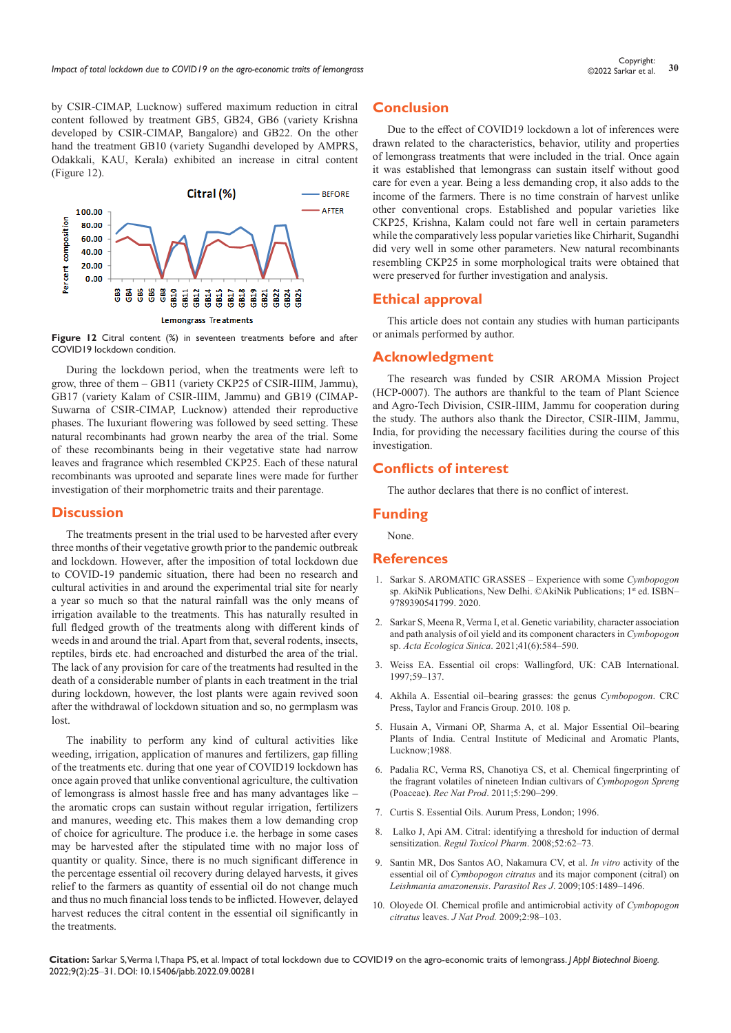by CSIR-CIMAP, Lucknow) suffered maximum reduction in citral content followed by treatment GB5, GB24, GB6 (variety Krishna developed by CSIR-CIMAP, Bangalore) and GB22. On the other hand the treatment GB10 (variety Sugandhi developed by AMPRS, Odakkali, KAU, Kerala) exhibited an increase in citral content (Figure 12).

**Figure 12** Citral content (%) in seventeen treatments before and after COVID19 lockdown condition.

During the lockdown period, when the treatments were left to grow, three of them – GB11 (variety CKP25 of CSIR-IIIM, Jammu), GB17 (variety Kalam of CSIR-IIIM, Jammu) and GB19 (CIMAP-Suwarna of CSIR-CIMAP, Lucknow) attended their reproductive phases. The luxuriant flowering was followed by seed setting. These natural recombinants had grown nearby the area of the trial. Some of these recombinants being in their vegetative state had narrow leaves and fragrance which resembled CKP25. Each of these natural recombinants was uprooted and separate lines were made for further investigation of their morphometric traits and their parentage.

## Discussion

The treatments present in the trial used to be harvested after every three months of their vegetative growth prior to the pandemic outbreak and lockdown. However, after the imposition of total lockdown due to COVID-19 pandemic situation, there had been no research and cultural activities in and around the experimental trial site for nearly a year so much so that the natural rainfall was the only means of irrigation available to the treatments. This has naturally resulted in full fledged growth of the treatments along with different kinds of weeds in and around the trial. Apart from that, several rodents, insects, reptiles, birds etc. had encroached and disturbed the area of the trial. The lack of any provision for care of the treatments had resulted in the death of a considerable number of plants in each treatment in the trial during lockdown, however, the lost plants were again revived soon after the withdrawal of lockdown situation and so, no germplasm was lost.

The inability to perform any kind of cultural activities like weeding, irrigation, application of manures and fertilizers, gap filling of the treatments etc. during that one year of COVID19 lockdown has once again proved that unlike conventional agriculture, the cultivation of lemongrass is almost hassle free and has many advantages like – the aromatic crops can sustain without regular irrigation, fertilizers and manures, weeding etc. This makes them a low demanding crop of choice for agriculture. The produce i.e. the herbage in some cases may be harvested after the stipulated time with no major loss of quantity or quality. Since, there is no much significant difference in the percentage essential oil recovery during delayed harvests, it gives relief to the farmers as quantity of essential oil do not change much and thus no much financial loss tends to be inflicted. However, delayed harvest reduces the citral content in the essential oil significantly in the treatments.

## Conclusion

Due to the effect of COVID19 lockdown a lot of inferences were drawn related to the characteristics, behavior, utility and properties of lemongrass treatments that were included in the trial. Once again it was established that lemongrass can sustain itself without good care for even a year. Being a less demanding crop, it also adds to the income of the farmers. There is no time constrain of harvest unlike other conventional crops. Established and popular varieties like CKP25, Krishna, Kalam could not fare well in certain parameters while the comparatively less popular varieties like Chirharit, Sugandhi did very well in some other parameters. New natural recombinants resembling CKP25 in some morphological traits were obtained that were preserved for further investigation and analysis.

## Ethical approval

This article does not contain any studies with human participants or animals performed by author.

## Acknowledgment

The research was funded by CSIR AROMA Mission Project (HCP-0007). The authors are thankful to the team of Plant Science and Agro-Tech Division, CSIR-IIIM, Jammu for cooperation during the study. The authors also thank the Director, CSIR-IIIM, Jammu, India, for providing the necessary facilities during the course of this investigation.

## Conflicts of interest

The author declares that there is no conflict of interest.

## Funding

None.

## References

1. Sarkar S. AROMATIC GRASSES – Experience with some *Cymbopogon* sp. AkiNik Publications, New Delhi. ©AkiNik Publications; 1st ed. ISBN–9789390541799. 2020.
2. Sarkar S, Meena R, Verma I, et al. Genetic variability, character association and path analysis of oil yield and its component characters in *Cymbopogon* sp. *Acta Ecologica Sinica*. 2021;41(6):584–590.
3. Weiss EA. Essential oil crops: Wallingford, UK: CAB International. 1997;59–137.
4. Akhila A. Essential oil–bearing grasses: the genus *Cymbopogon*. CRC Press, Taylor and Francis Group. 2010. 108 p.
5. Husain A, Virmani OP, Sharma A, et al. Major Essential Oil–bearing Plants of India. Central Institute of Medicinal and Aromatic Plants, Lucknow;1988.
6. Padalia RC, Verma RS, Chanotiya CS, et al. Chemical fingerprinting of the fragrant volatiles of nineteen Indian cultivars of *Cymbopogon Spreng* (Poaceae). *Rec Nat Prod*. 2011;5:290–299.
7. Curtis S. Essential Oils. Aurum Press, London; 1996.
8. Lalko J, Api AM. Citral: identifying a threshold for induction of dermal sensitization. *Regul Toxicol Pharm*. 2008;52:62–73.
9. Santin MR, Dos Santos AO, Nakamura CV, et al. *In vitro* activity of the essential oil of *Cymbopogon citratus* and its major component (citral) on *Leishmania amazonensis*. *Parasitol Res J*. 2009;105:1489–1496.
10. Oloyede OI. Chemical profile and antimicrobial activity of *Cymbopogon citratus* leaves. *J Nat Prod*. 2009;2:98–103.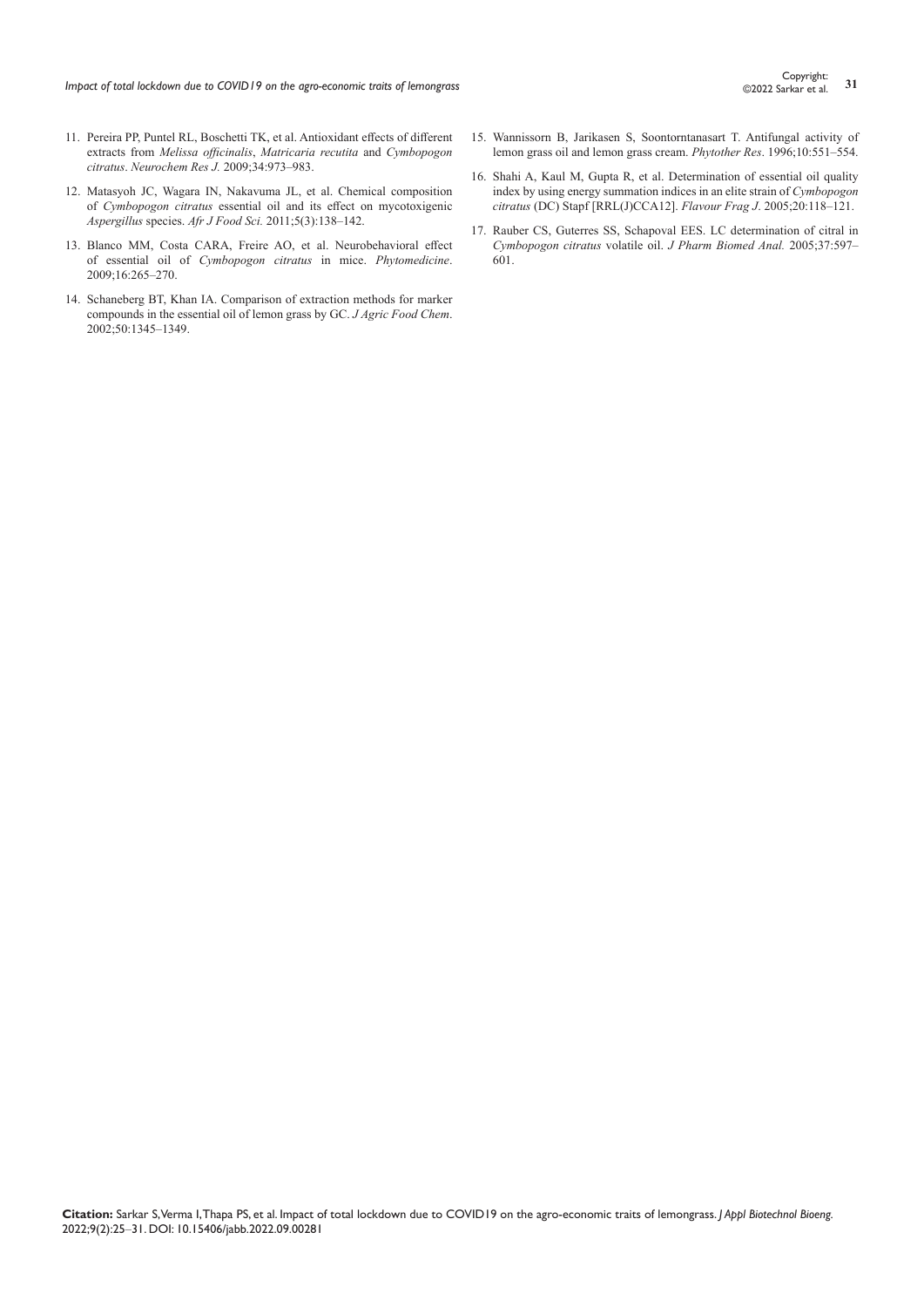11. Pereira PP, Puntel RL, Boschetti TK, et al. Antioxidant effects of different extracts from *Melissa officinalis*, *Matricaria recutita* and *Cymbopogon citratus*. *Neurochem Res J.* 2009;34:973–983.

12. Matasyoh JC, Wagara IN, Nakavuma JL, et al. Chemical composition of *Cymbopogon citratus* essential oil and its effect on mycotoxigenic *Aspergillus* species. *Afr J Food Sci.* 2011;5(3):138–142.

13. Blanco MM, Costa CARA, Freire AO, et al. Neurobehavioral effect of essential oil of *Cymbopogon citratus* in mice. *Phytomedicine*. 2009;16:265–270.

14. Schaneberg BT, Khan IA. Comparison of extraction methods for marker compounds in the essential oil of lemon grass by GC. *J Agric Food Chem*. 2002;50:1345–1349.

15. Wannissorn B, Jarikasen S, Soontorntanasart T. Antifungal activity of lemon grass oil and lemon grass cream. *Phytother Res*. 1996;10:551–554.

16. Shahi A, Kaul M, Gupta R, et al. Determination of essential oil quality index by using energy summation indices in an elite strain of *Cymbopogon citratus* (DC) Stapf [RRL(J)CCA12]. *Flavour Frag J*. 2005;20:118–121.

17. Rauber CS, Guterres SS, Schapoval EES. LC determination of citral in *Cymbopogon citratus* volatile oil. *J Pharm Biomed Anal.* 2005;37:597–601.

**Citation:** Sarkar S, Verma I, Thapa PS, et al. Impact of total lockdown due to COVID19 on the agro-economic traits of lemongrass. *J Appl Biotechnol Bioeng.* 2022;9(2):25–31. DOI: 10.15406/jabb.2022.09.00281